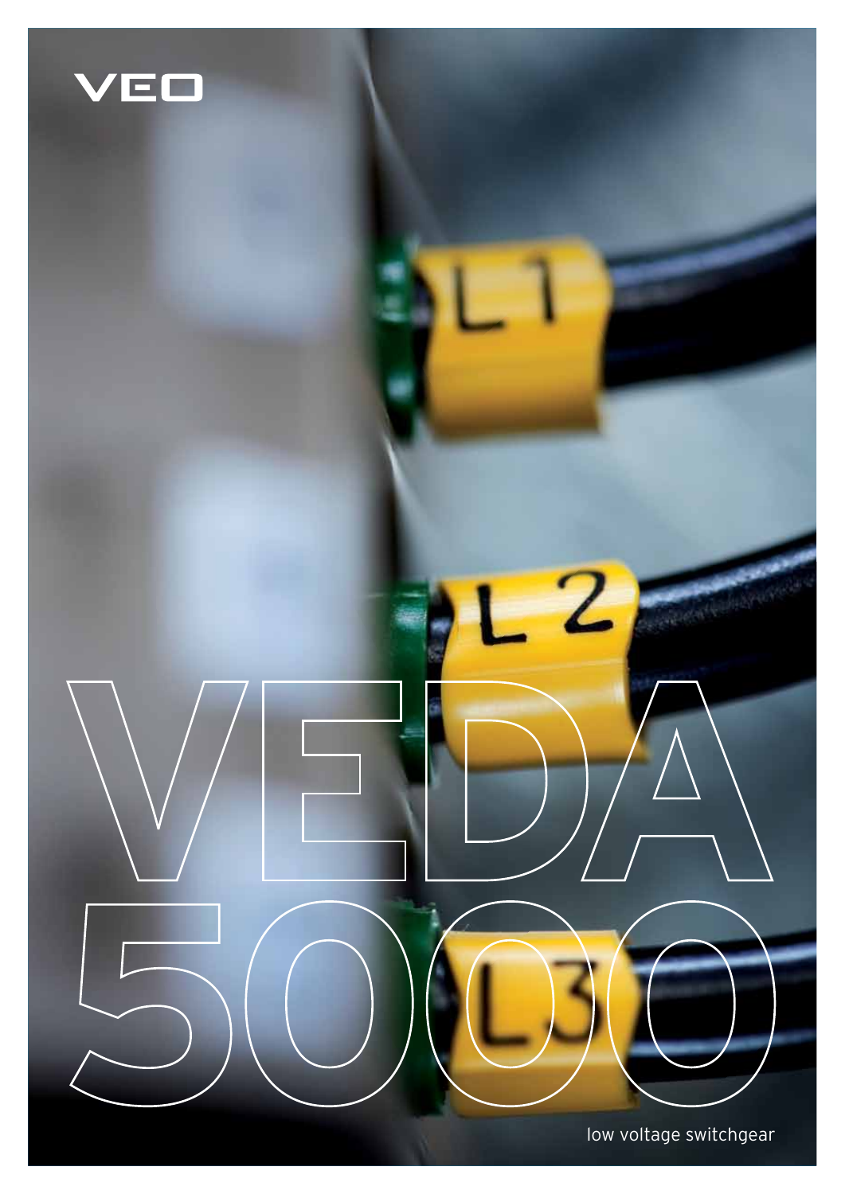VEO

# VEDA 5000

low voltage switchgear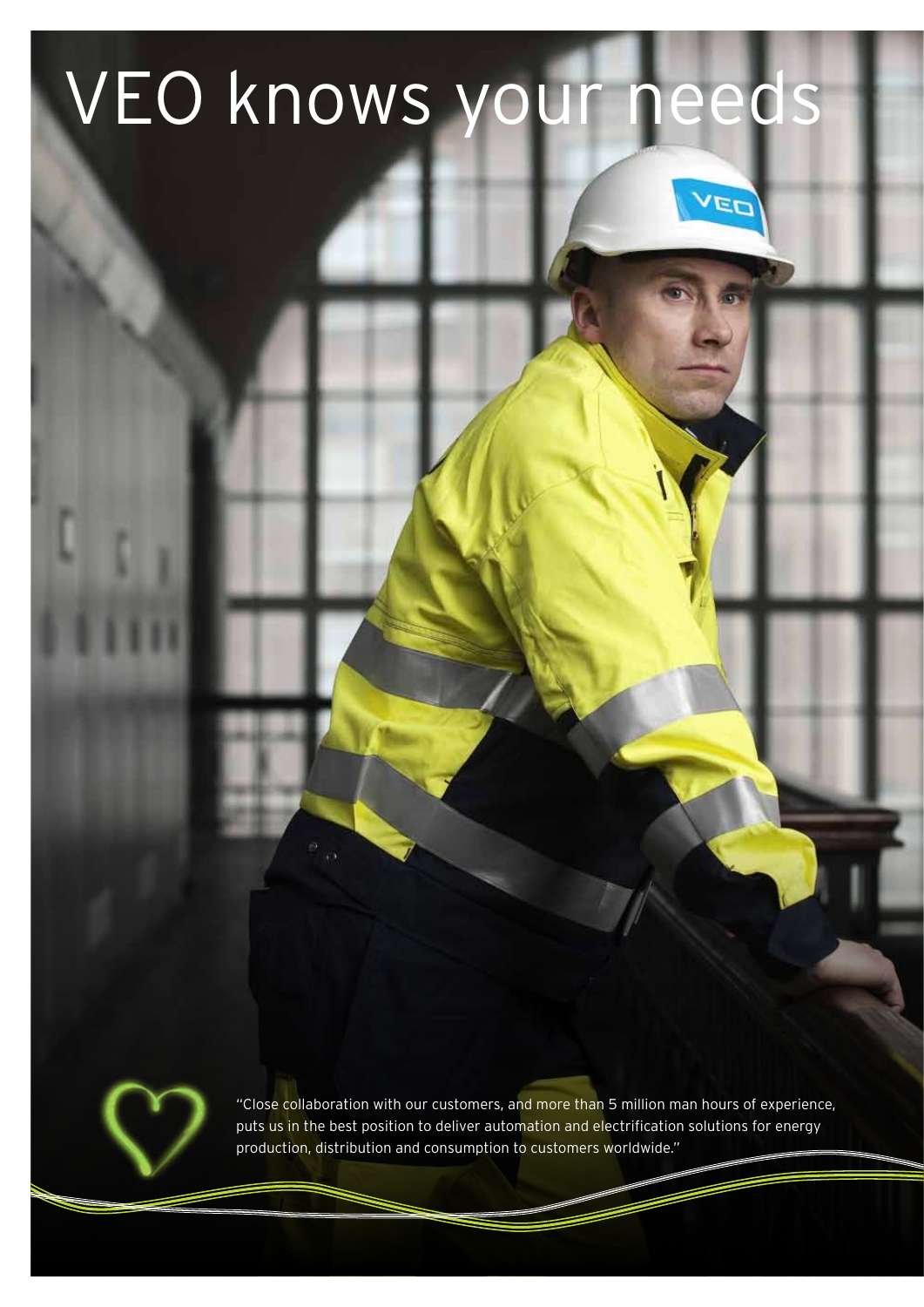# VEO knows your needs

"Close collaboration with our customers, and more than 5 million man hours of experience, puts us in the best position to deliver automation and electrification solutions for energy production, distribution and consumption to customers worldwide."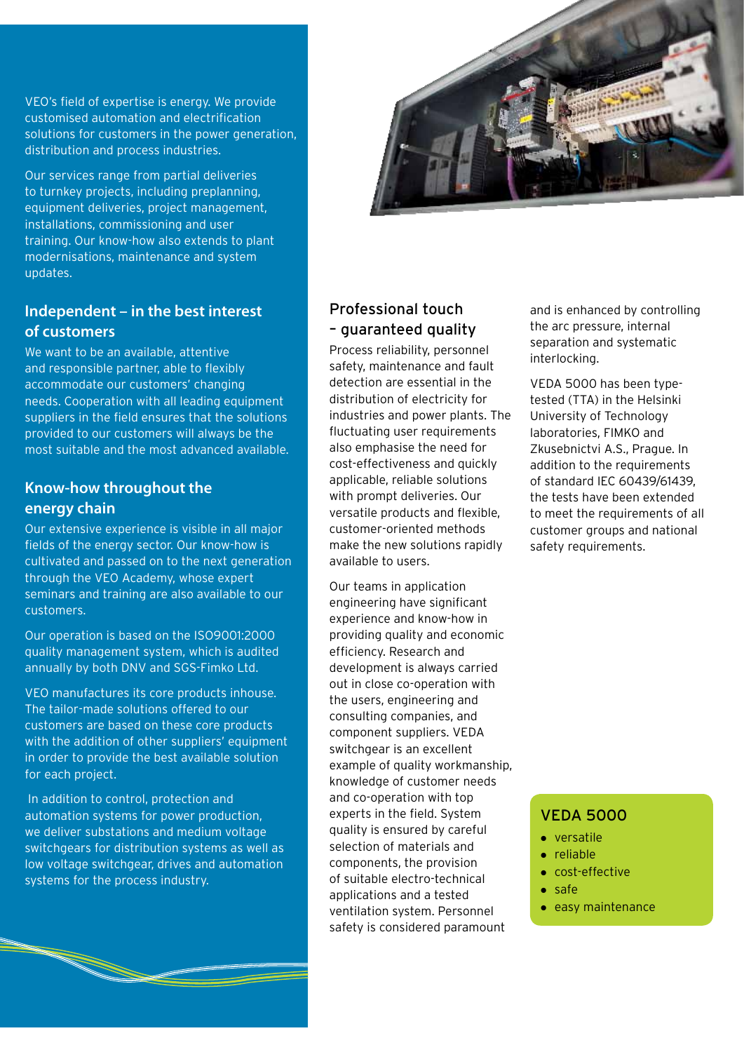VEO's field of expertise is energy. We provide customised automation and electrification solutions for customers in the power generation, distribution and process industries.

Our services range from partial deliveries to turnkey projects, including preplanning, equipment deliveries, project management, installations, commissioning and user training. Our know-how also extends to plant modernisations, maintenance and system updates.

## Independent – in the best interest of customers

We want to be an available, attentive and responsible partner, able to flexibly accommodate our customers' changing needs. Cooperation with all leading equipment suppliers in the field ensures that the solutions provided to our customers will always be the most suitable and the most advanced available.

## Know-how throughout the energy chain

Our extensive experience is visible in all major fields of the energy sector. Our know-how is cultivated and passed on to the next generation through the VEO Academy, whose expert seminars and training are also available to our customers.

Our operation is based on the ISO9001:2000 quality management system, which is audited annually by both DNV and SGS-Fimko Ltd.

VEO manufactures its core products inhouse. The tailor-made solutions offered to our customers are based on these core products with the addition of other suppliers' equipment in order to provide the best available solution for each project.

In addition to control, protection and automation systems for power production, we deliver substations and medium voltage switchgears for distribution systems as well as low voltage switchgear, drives and automation systems for the process industry.

## Professional touch – guaranteed quality

Process reliability, personnel safety, maintenance and fault detection are essential in the distribution of electricity for industries and power plants. The fluctuating user requirements also emphasise the need for cost-effectiveness and quickly applicable, reliable solutions with prompt deliveries. Our versatile products and flexible, customer-oriented methods make the new solutions rapidly available to users.

Our teams in application engineering have significant experience and know-how in providing quality and economic efficiency. Research and development is always carried out in close co-operation with the users, engineering and consulting companies, and component suppliers. VEDA switchgear is an excellent example of quality workmanship, knowledge of customer needs and co-operation with top experts in the field. System quality is ensured by careful selection of materials and components, the provision of suitable electro-technical applications and a tested ventilation system. Personnel safety is considered paramount and is enhanced by controlling the arc pressure, internal separation and systematic interlocking.

VEDA 5000 has been type-tested (TTA) in the Helsinki University of Technology laboratories, FIMKO and Zkusebnictvi A.S., Prague. In addition to the requirements of standard IEC 60439/61439, the tests have been extended to meet the requirements of all customer groups and national safety requirements.

### VEDA 5000

- versatile
- reliable
- cost-effective
- safe
- easy maintenance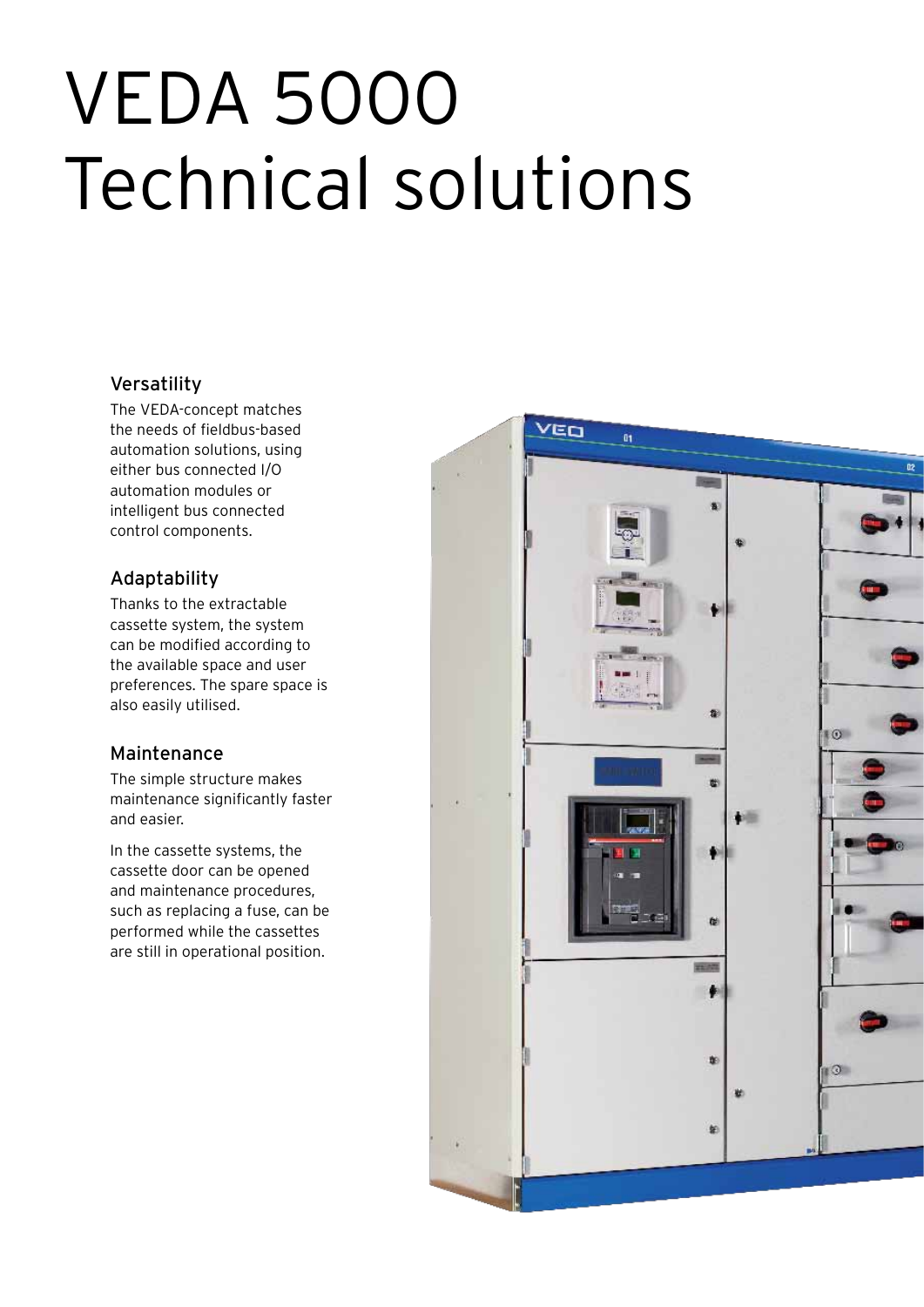# VEDA 5000 Technical solutions

## Versatility

The VEDA-concept matches the needs of fieldbus-based automation solutions, using either bus connected I/O automation modules or intelligent bus connected control components.

## Adaptability

Thanks to the extractable cassette system, the system can be modified according to the available space and user preferences. The spare space is also easily utilised.

## Maintenance

The simple structure makes maintenance significantly faster and easier.

In the cassette systems, the cassette door can be opened and maintenance procedures, such as replacing a fuse, can be performed while the cassettes are still in operational position.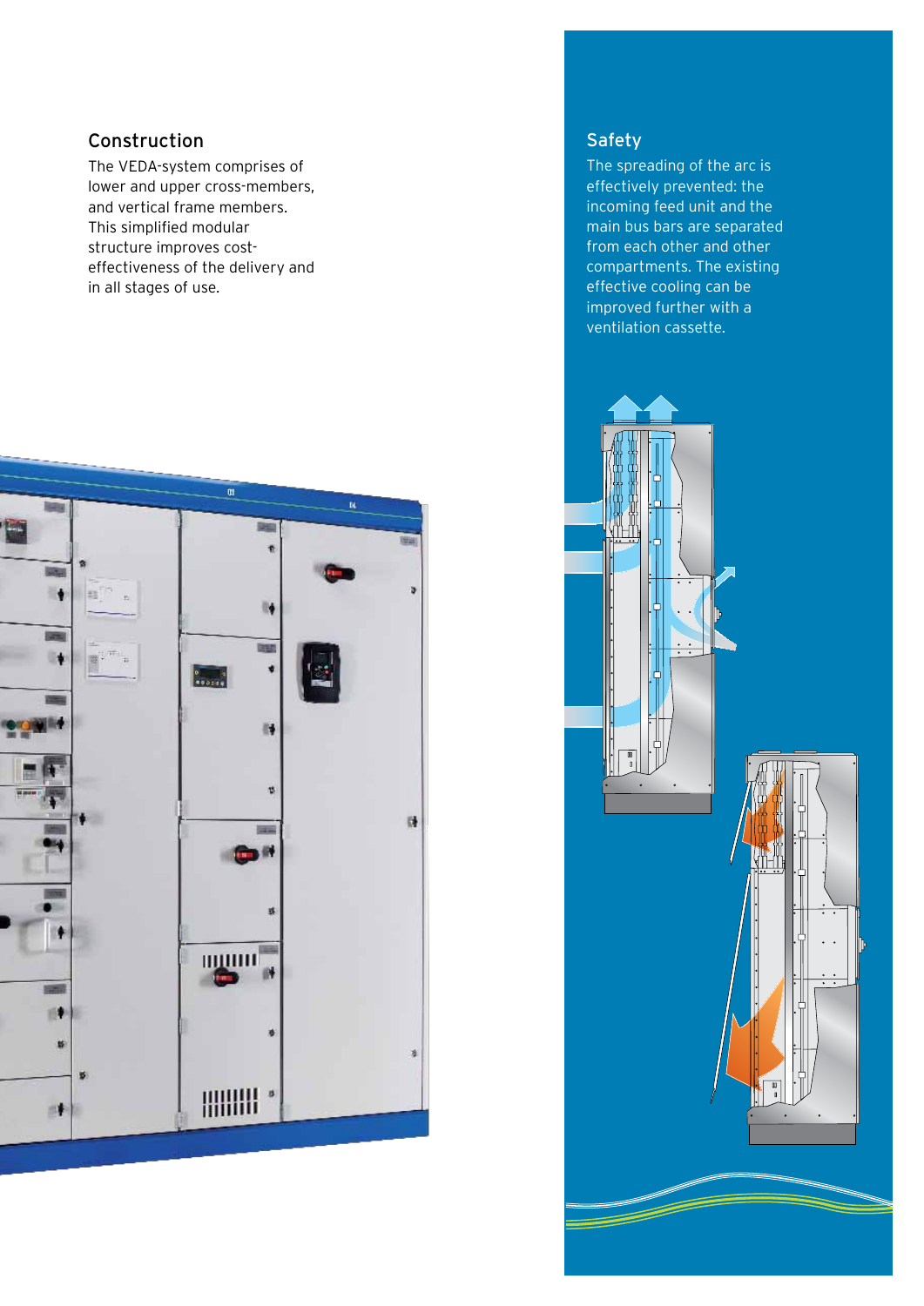## Construction

The VEDA-system comprises of lower and upper cross-members, and vertical frame members. This simplified modular structure improves cost-effectiveness of the delivery and in all stages of use.

## Safety

The spreading of the arc is effectively prevented: the incoming feed unit and the main bus bars are separated from each other and other compartments. The existing effective cooling can be improved further with a ventilation cassette.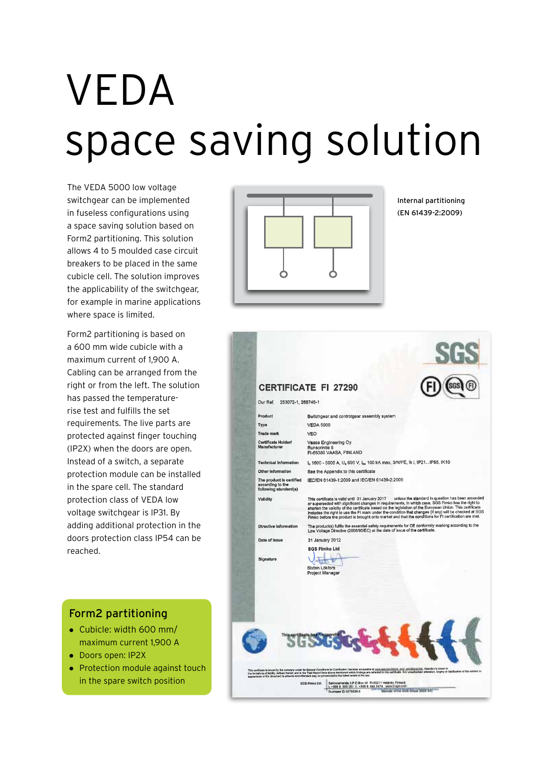# VEDA space saving solution

The VEDA 5000 low voltage switchgear can be implemented in fuseless configurations using a space saving solution based on Form2 partitioning. This solution allows 4 to 5 moulded case circuit breakers to be placed in the same cubicle cell. The solution improves the applicability of the switchgear, for example in marine applications where space is limited.

Form2 partitioning is based on a 600 mm wide cubicle with a maximum current of 1,900 A. Cabling can be arranged from the right or from the left. The solution has passed the temperature-rise test and fulfills the set requirements. The live parts are protected against finger touching (IP2X) when the doors are open. Instead of a switch, a separate protection module can be installed in the spare cell. The standard protection class of VEDA low voltage switchgear is IP31. By adding additional protection in the doors protection class IP54 can be reached.

Internal partitioning (EN 61439-2:2009)

## Form2 partitioning

- Cubicle: width 600 mm/ maximum current 1,900 A
- Doors open: IP2X
- Protection module against touch in the spare switch position

SGS

**CERTIFICATE FI 27290**

Our Ref. 253072-1, 266746-1

| | |
|---|---|
| Product | Switchgear and controlgear assembly system |
| Type | VEDA 5000 |
| Trade mark | VEO |
| Certificate Holder/ Manufacturer | Vaasa Engineering Oy<br>Runsorintie 5<br>FI-65380 VAASA, FINLAND |
| Technical information | $I_n$ 1600 - 5000 A, $U_e$ 690 V, $I_{pk}$ 100 kA max, 3/N/PE, Ik I, IP21...IP55, IK10 |
| Other information | See the Appendix to this certificate |
| The product is certified according to the following standard(s) | IEC/EN 61439-1:2009 and IEC/EN 61439-2:2009 |
| Validity | This certificate is valid until 31 January 2017 unless the standard in question has been amended or superseded with significant changes in requirements, in which case, SGS Fimko has the right to shorten the validity of the certificate based on the legislation of the European Union. This certificate includes the right to use the FI mark under the condition that changes (if any) will be checked at SGS Fimko before the product is brought onto market and that the conditions for FI certification are met. |
| Directive information | The product(s) fulfils the essential safety requirements for CE conformity marking according to the Low Voltage Directive (2006/95/EC) at the date of issue of the certificate. |
| Date of issue | 31 January 2012 |
| | SGS Fimko Ltd |
| Signature | Sixten Lökfors<br>Project Manager |

This certificate has 1 appendix

SGS Fimko Ltd. Särkiniementie 3 P.O.Box 30 FI-00211 Helsinki, Finland
Business ID 0378530-5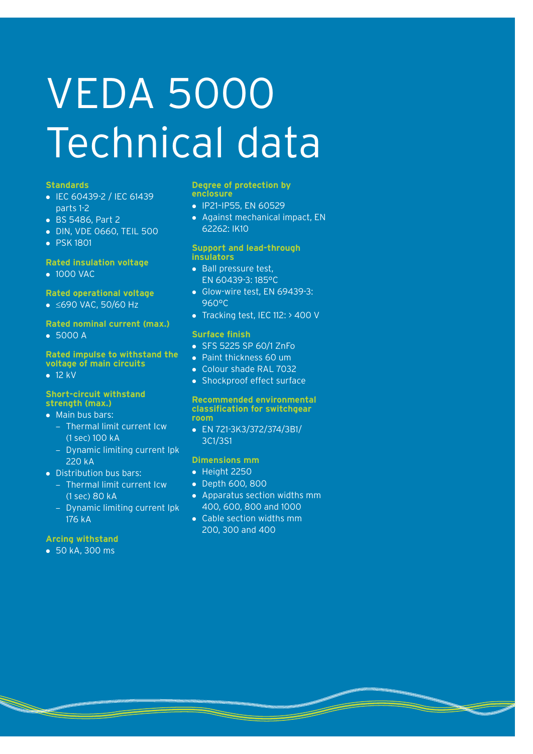# VEDA 5000 Technical data

### Standards

- IEC 60439-2 / IEC 61439 parts 1-2
- BS 5486, Part 2
- DIN, VDE 0660, TEIL 500
- PSK 1801

### Rated insulation voltage

- 1000 VAC

### Rated operational voltage

- ≤690 VAC, 50/60 Hz

### Rated nominal current (max.)

- 5000 A

### Rated impulse to withstand the voltage of main circuits

- 12 kV

### Short-circuit withstand strength (max.)

- Main bus bars:
  - Thermal limit current Icw (1 sec) 100 kA
  - Dynamic limiting current Ipk 220 kA
- Distribution bus bars:
  - Thermal limit current Icw (1 sec) 80 kA
  - Dynamic limiting current Ipk 176 kA

### Arcing withstand

- 50 kA, 300 ms

### Degree of protection by enclosure

- IP21–IP55, EN 60529
- Against mechanical impact, EN 62262: IK10

### Support and lead-through insulators

- Ball pressure test, EN 60439-3: 185°C
- Glow-wire test, EN 69439-3: 960°C
- Tracking test, IEC 112: > 400 V

### Surface finish

- SFS 5225 SP 60/1 ZnFo
- Paint thickness 60 um
- Colour shade RAL 7032
- Shockproof effect surface

### Recommended environmental classification for switchgear room

- EN 721-3K3/372/374/3B1/3C1/3S1

### Dimensions mm

- Height 2250
- Depth 600, 800
- Apparatus section widths mm 400, 600, 800 and 1000
- Cable section widths mm 200, 300 and 400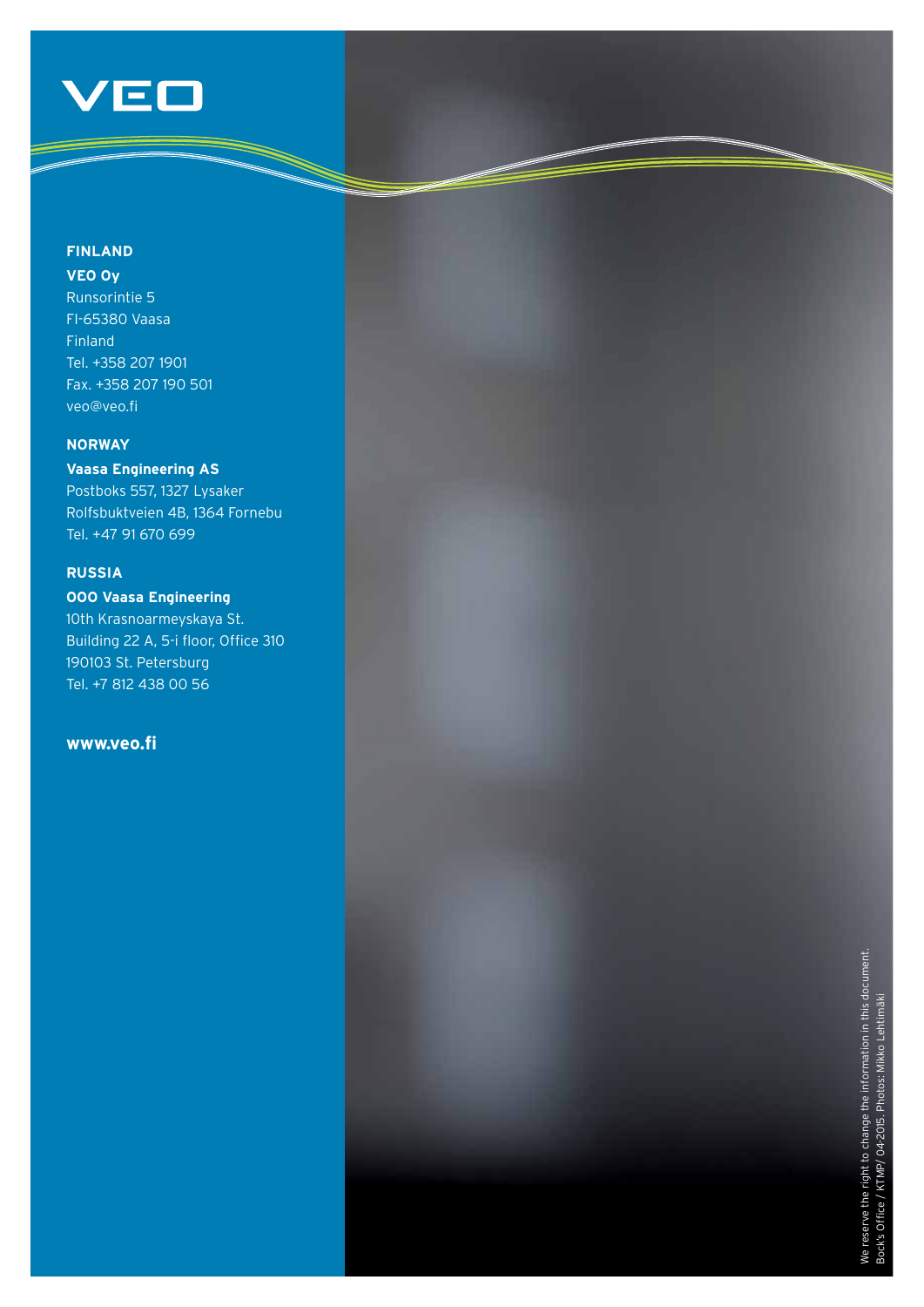VEO

**FINLAND**

**VEO Oy**
Runsorintie 5
FI-65380 Vaasa
Finland
Tel. +358 207 1901
Fax. +358 207 190 501
veo@veo.fi

**NORWAY**

**Vaasa Engineering AS**
Postboks 557, 1327 Lysaker
Rolfsbuktveien 4B, 1364 Fornebu
Tel. +47 91 670 699

**RUSSIA**

**OOO Vaasa Engineering**
10th Krasnoarmeyskaya St.
Building 22 A, 5-i floor, Office 310
190103 St. Petersburg
Tel. +7 812 438 00 56

**www.veo.fi**

We reserve the right to change the information in this document.
Bock's Office / KTMP/ 04-2015. Photos: Mikko Lehtimäki